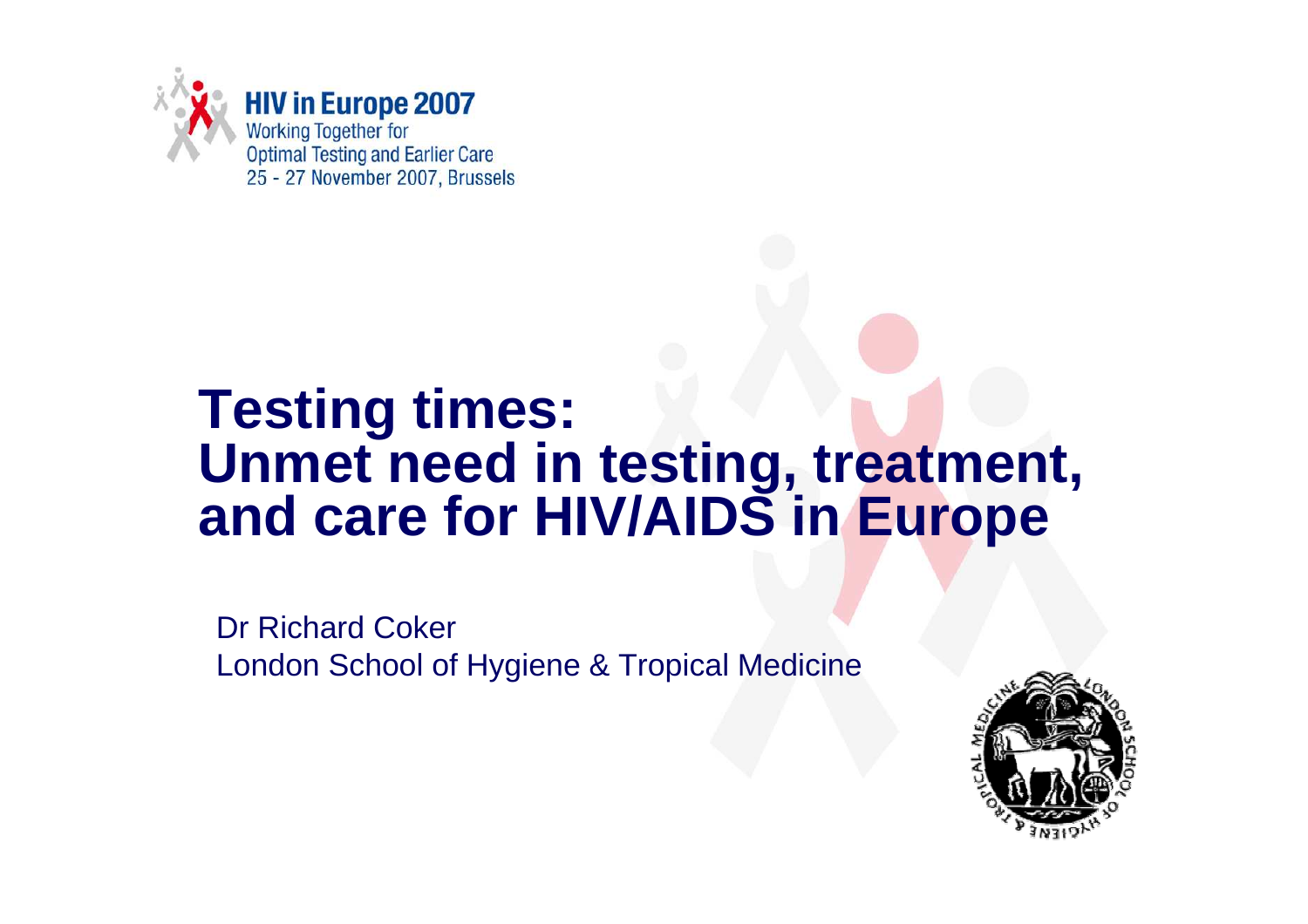**HIV in Europe 2007**
Working Together for
Optimal Testing and Earlier Care
25 - 27 November 2007, Brussels

# Testing times: Unmet need in testing, treatment, and care for HIV/AIDS in Europe

Dr Richard Coker
London School of Hygiene & Tropical Medicine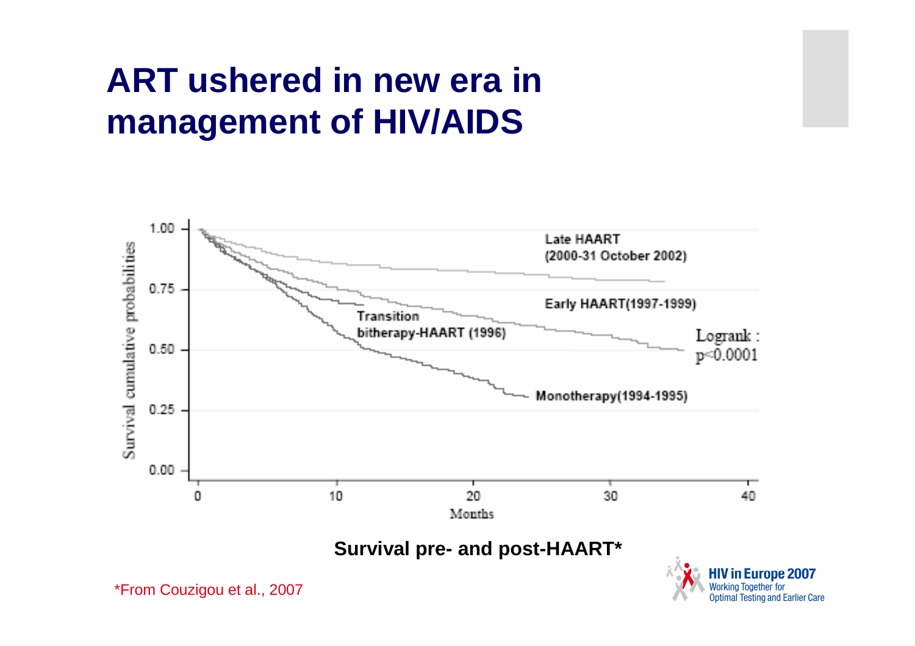# ART ushered in new era in management of HIV/AIDS

Survival cumulative probabilities

1.00
0.75
0.50
0.25
0.00

0 10 20 30 40

Months

Late HAART (2000-31 October 2002)

Early HAART(1997-1999)

Transition bitherapy-HAART (1996)

Monotherapy(1994-1995)

Logrank : $p<0.0001$

**Survival pre- and post-HAART***

*From Couzigou et al., 2007

HIV in Europe 2007
Working Together for Optimal Testing and Earlier Care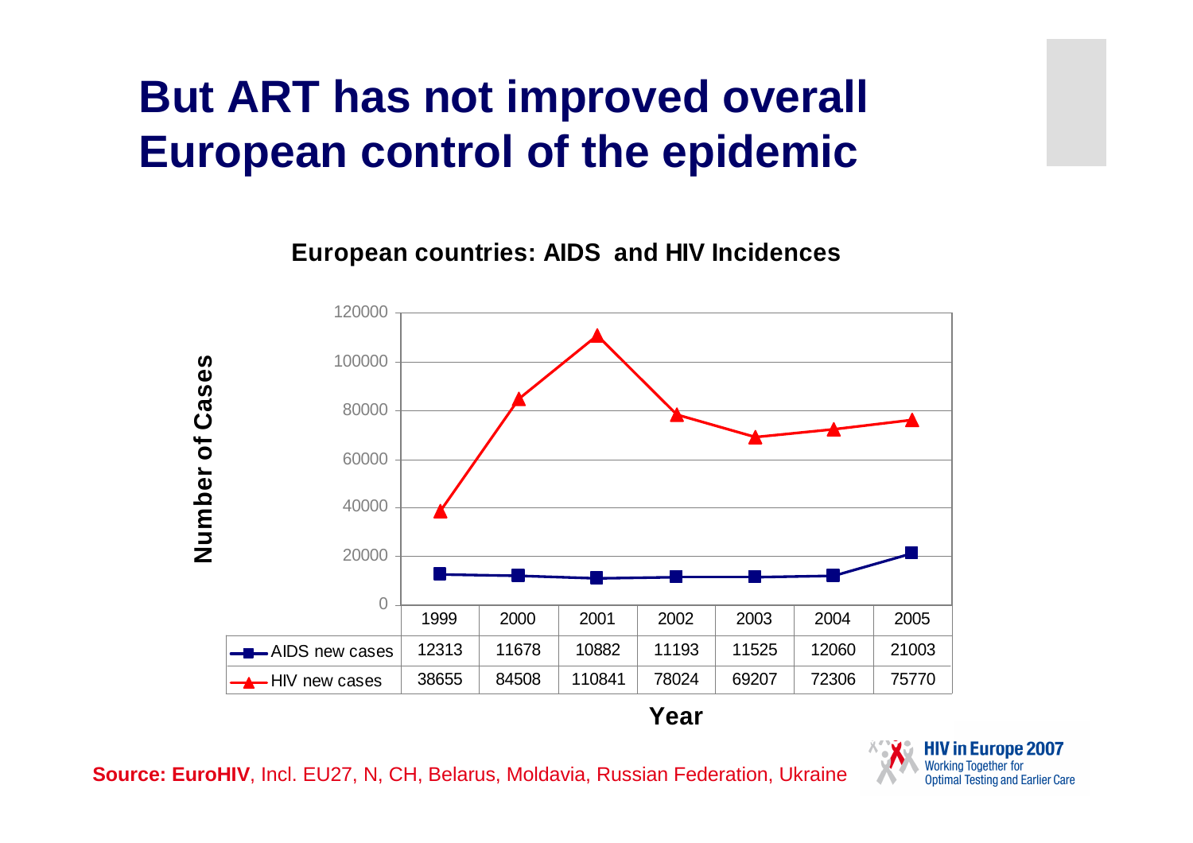# But ART has not improved overall European control of the epidemic

**European countries: AIDS and HIV Incidences**

| | 1999 | 2000 | 2001 | 2002 | 2003 | 2004 | 2005 |
|---|---|---|---|---|---|---|---|
| AIDS new cases | 12313 | 11678 | 10882 | 11193 | 11525 | 12060 | 21003 |
| HIV new cases | 38655 | 84508 | 110841 | 78024 | 69207 | 72306 | 75770 |

Number of Cases

Year

**Source: EuroHIV**, Incl. EU27, N, CH, Belarus, Moldavia, Russian Federation, Ukraine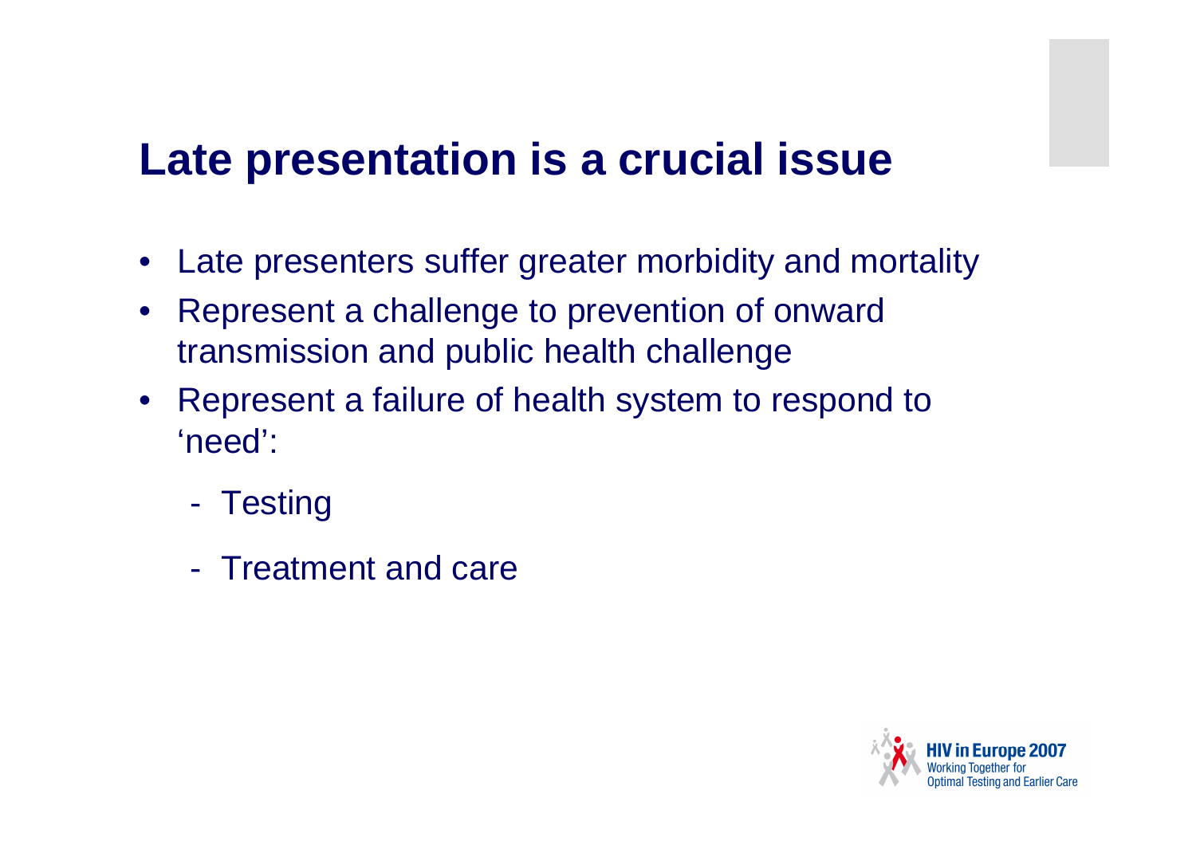# Late presentation is a crucial issue

- Late presenters suffer greater morbidity and mortality
- Represent a challenge to prevention of onward transmission and public health challenge
- Represent a failure of health system to respond to 'need':
  - Testing
  - Treatment and care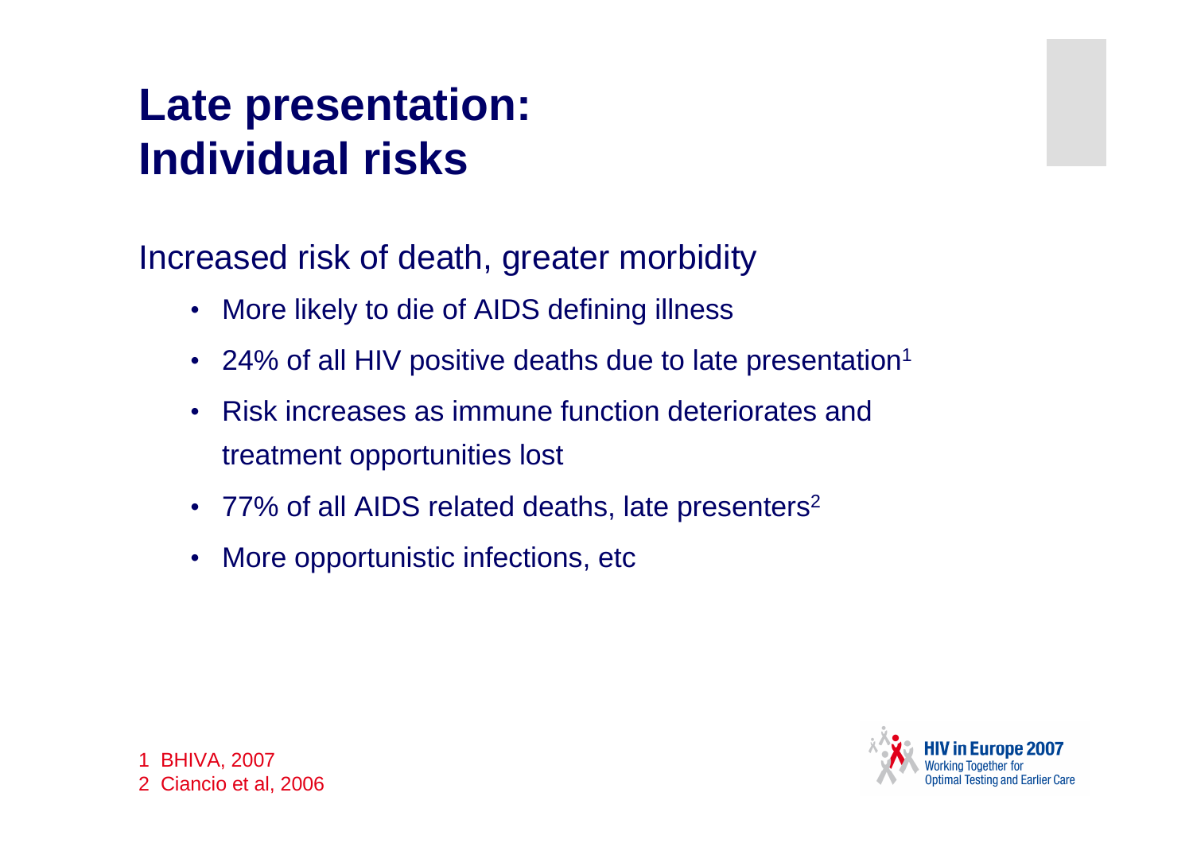# Late presentation: Individual risks

Increased risk of death, greater morbidity

- More likely to die of AIDS defining illness
- 24% of all HIV positive deaths due to late presentation[1]
- Risk increases as immune function deteriorates and treatment opportunities lost
- 77% of all AIDS related deaths, late presenters[2]
- More opportunistic infections, etc

1 BHIVA, 2007
2 Ciancio et al, 2006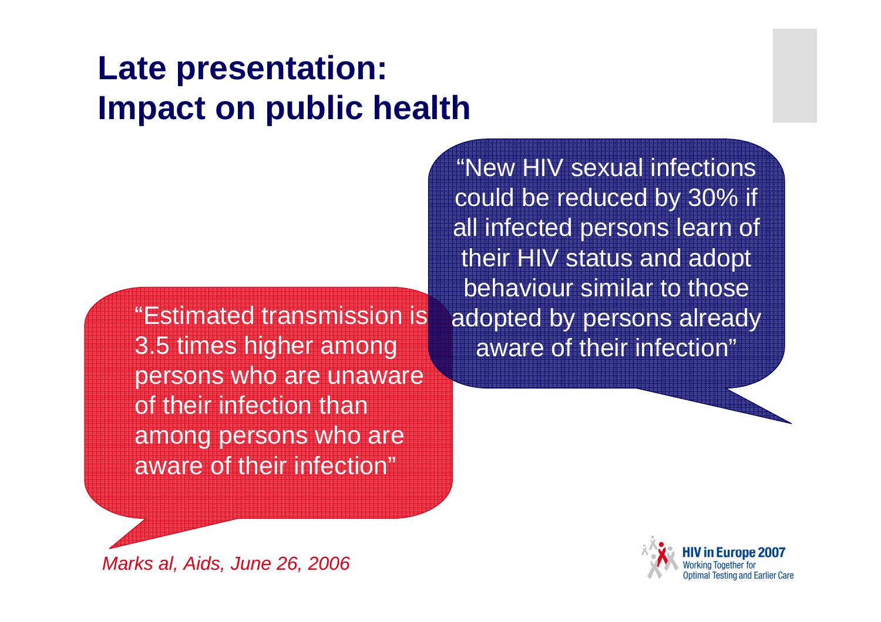# Late presentation: Impact on public health

"Estimated transmission is 3.5 times higher among persons who are unaware of their infection than among persons who are aware of their infection"

"New HIV sexual infections could be reduced by 30% if all infected persons learn of their HIV status and adopt behaviour similar to those adopted by persons already aware of their infection"

*Marks al, Aids, June 26, 2006*

**HIV in Europe 2007**
Working Together for Optimal Testing and Earlier Care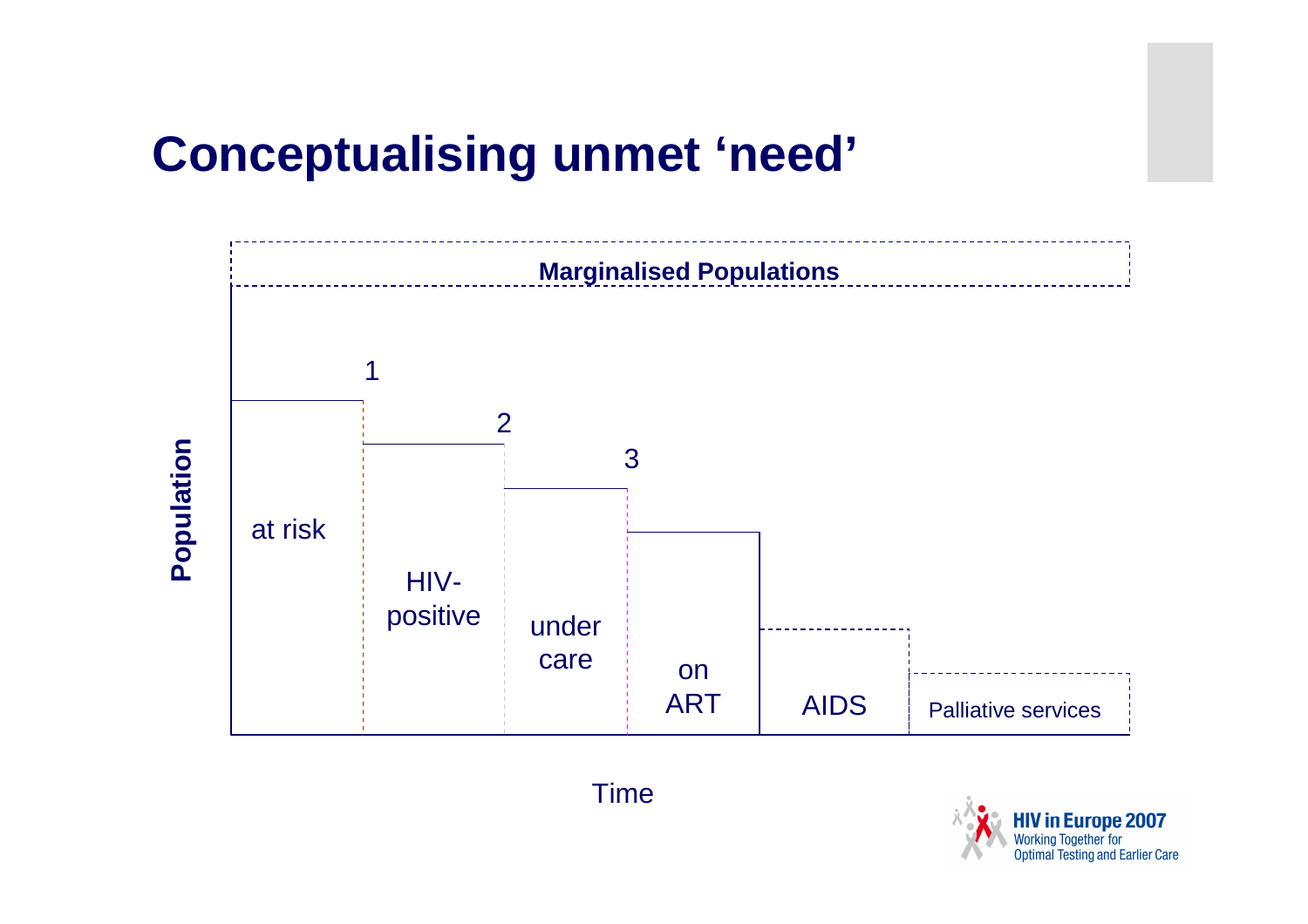# Conceptualising unmet 'need'

Marginalised Populations

Population

at risk

1

HIV-positive

2

under care

3

on ART

AIDS

Palliative services

Time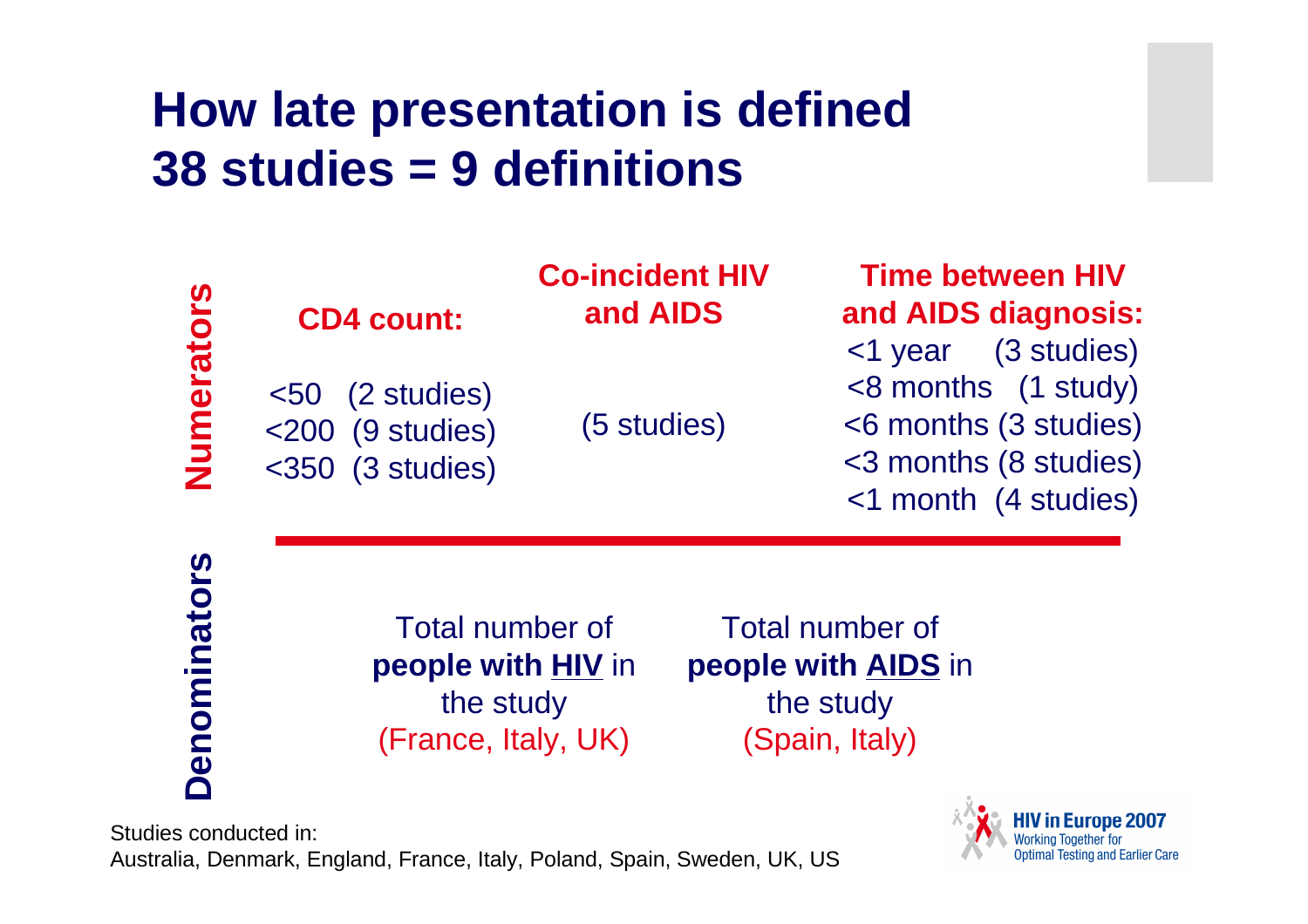# How late presentation is defined
# 38 studies = 9 definitions

**Numerators**

**CD4 count:**

- <50 (2 studies)
- <200 (9 studies)
- <350 (3 studies)

**Co-incident HIV and AIDS**

(5 studies)

**Time between HIV and AIDS diagnosis:**

- <1 year (3 studies)
- <8 months (1 study)
- <6 months (3 studies)
- <3 months (8 studies)
- <1 month (4 studies)

**Denominators**

Total number of **people with HIV** in the study (France, Italy, UK)

Total number of **people with AIDS** in the study (Spain, Italy)

Studies conducted in:
Australia, Denmark, England, France, Italy, Poland, Spain, Sweden, UK, US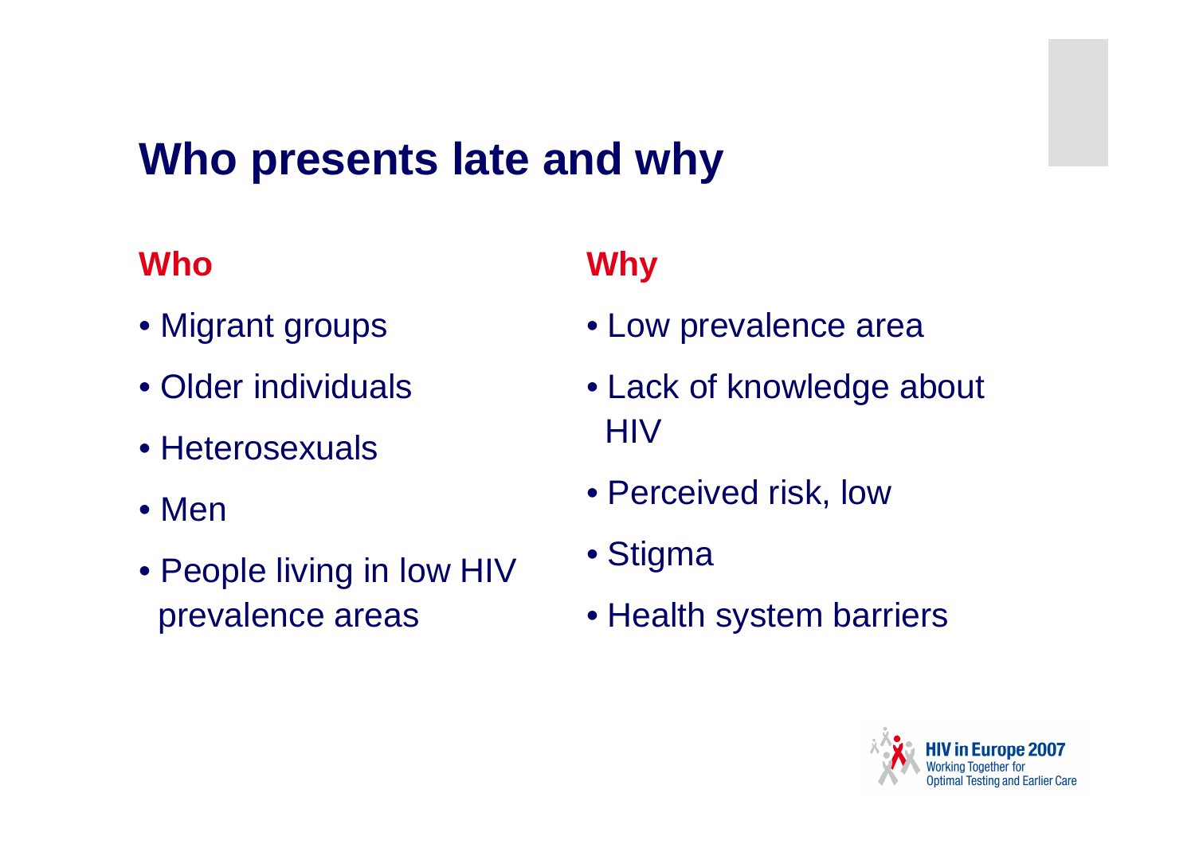# Who presents late and why

## Who

- Migrant groups
- Older individuals
- Heterosexuals
- Men
- People living in low HIV prevalence areas

## Why

- Low prevalence area
- Lack of knowledge about HIV
- Perceived risk, low
- Stigma
- Health system barriers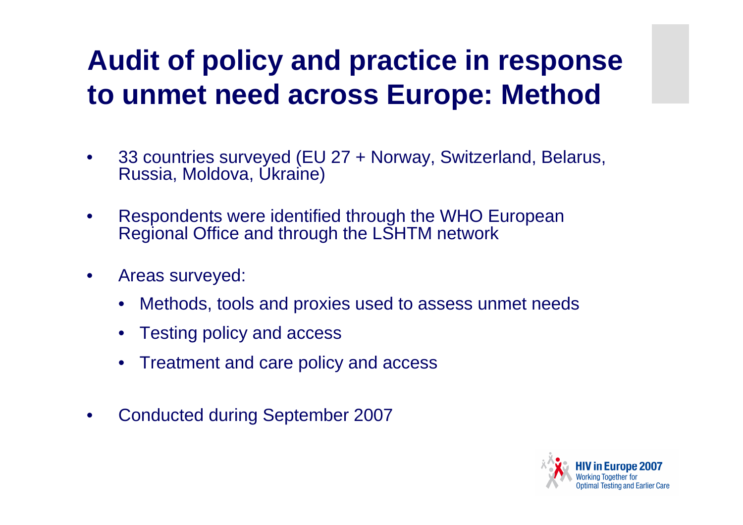# Audit of policy and practice in response to unmet need across Europe: Method

- 33 countries surveyed (EU 27 + Norway, Switzerland, Belarus, Russia, Moldova, Ukraine)
- Respondents were identified through the WHO European Regional Office and through the LSHTM network
- Areas surveyed:
  - Methods, tools and proxies used to assess unmet needs
  - Testing policy and access
  - Treatment and care policy and access
- Conducted during September 2007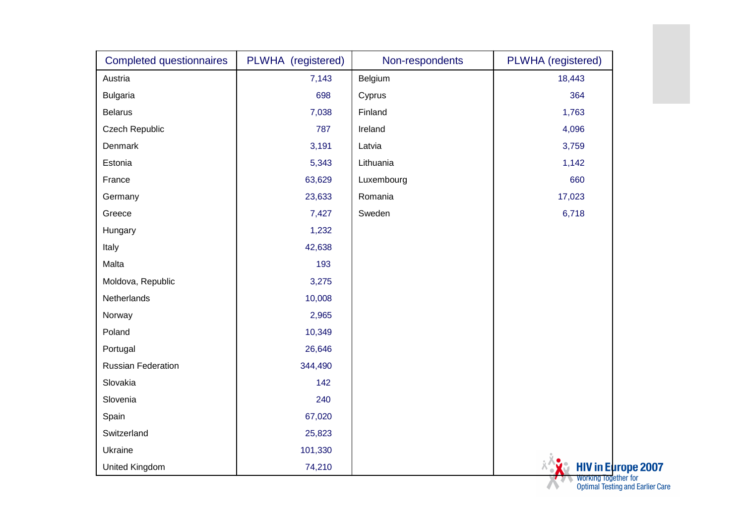| Completed questionnaires | PLWHA (registered) | Non-respondents | PLWHA (registered) |
|---|---|---|---|
| Austria | 7,143 | Belgium | 18,443 |
| Bulgaria | 698 | Cyprus | 364 |
| Belarus | 7,038 | Finland | 1,763 |
| Czech Republic | 787 | Ireland | 4,096 |
| Denmark | 3,191 | Latvia | 3,759 |
| Estonia | 5,343 | Lithuania | 1,142 |
| France | 63,629 | Luxembourg | 660 |
| Germany | 23,633 | Romania | 17,023 |
| Greece | 7,427 | Sweden | 6,718 |
| Hungary | 1,232 | | |
| Italy | 42,638 | | |
| Malta | 193 | | |
| Moldova, Republic | 3,275 | | |
| Netherlands | 10,008 | | |
| Norway | 2,965 | | |
| Poland | 10,349 | | |
| Portugal | 26,646 | | |
| Russian Federation | 344,490 | | |
| Slovakia | 142 | | |
| Slovenia | 240 | | |
| Spain | 67,020 | | |
| Switzerland | 25,823 | | |
| Ukraine | 101,330 | | |
| United Kingdom | 74,210 | | |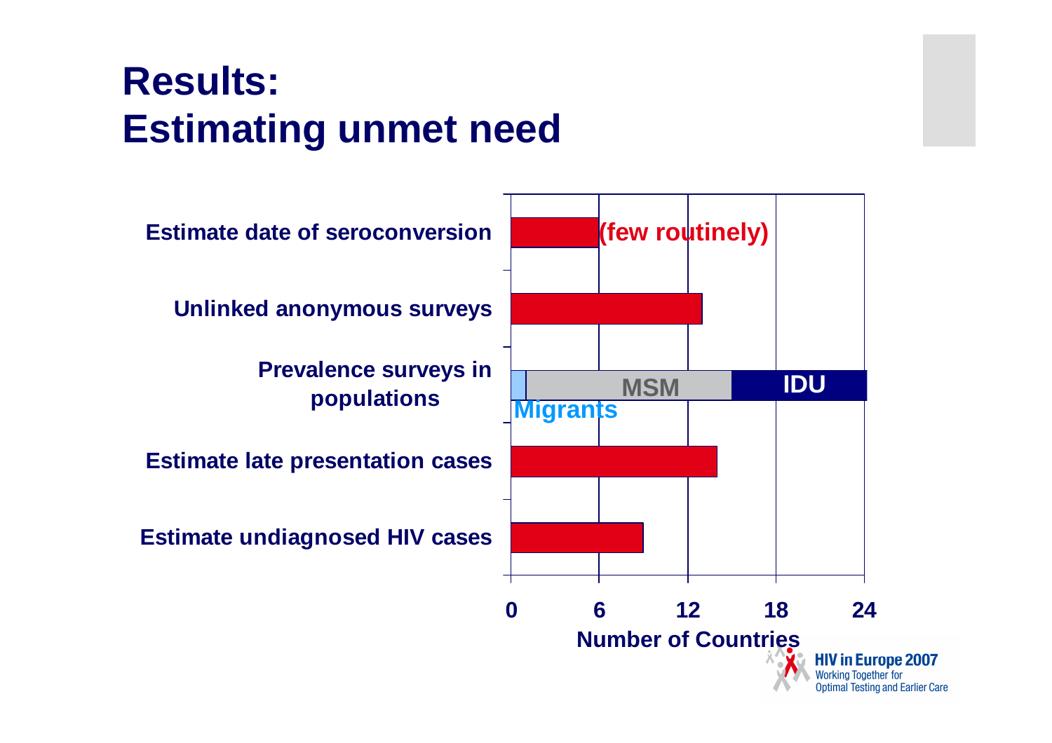# Results:
# Estimating unmet need

| Category | Number of Countries (approx.) |
|---|---|
| Estimate date of seroconversion | 6 (few routinely) |
| Unlinked anonymous surveys | 13 |
| Prevalence surveys in populations | Migrants ~1, MSM ~15, IDU ~24 |
| Estimate late presentation cases | 14 |
| Estimate undiagnosed HIV cases | 9 |

Number of Countries (axis: 0, 6, 12, 18, 24)

HIV in Europe 2007
Working Together for Optimal Testing and Earlier Care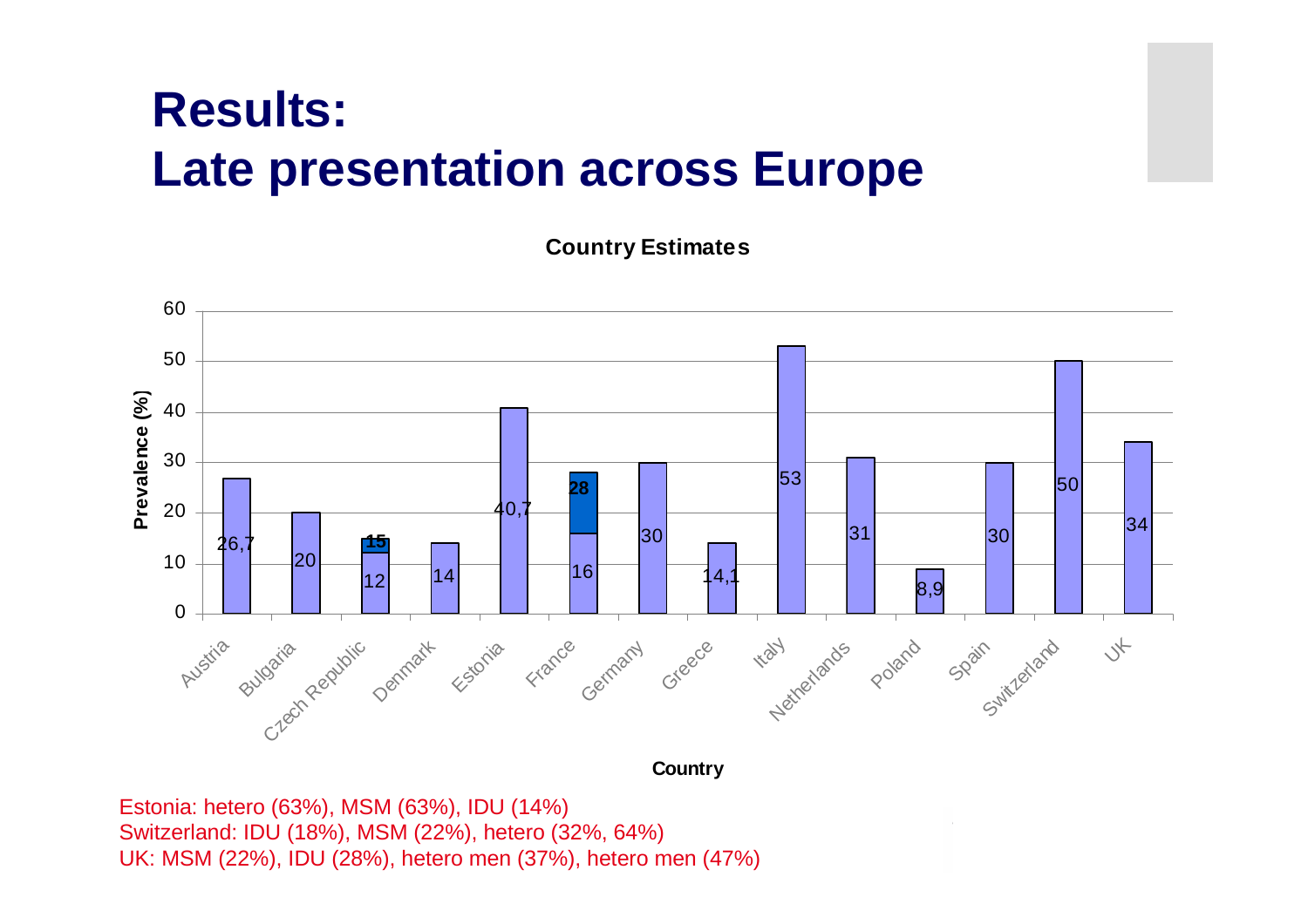# Results:
# Late presentation across Europe

**Country Estimates**

| Country | Prevalence (%) |
|---|---|
| Austria | 26,7 |
| Bulgaria | 20 |
| Czech Republic | 12 / 15 |
| Denmark | 14 |
| Estonia | 40,7 |
| France | 16 / 28 |
| Germany | 30 |
| Greece | 14,1 |
| Italy | 53 |
| Netherlands | 31 |
| Poland | 8,9 |
| Spain | 30 |
| Switzerland | 50 |
| UK | 34 |

Estonia: hetero (63%), MSM (63%), IDU (14%)
Switzerland: IDU (18%), MSM (22%), hetero (32%, 64%)
UK: MSM (22%), IDU (28%), hetero men (37%), hetero men (47%)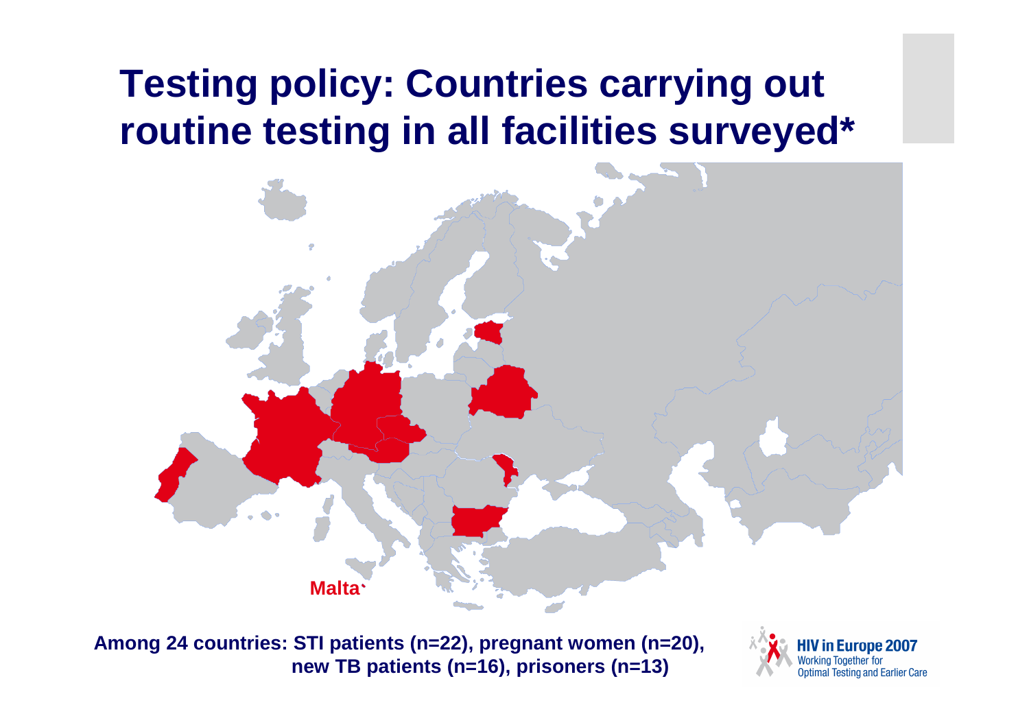# Testing policy: Countries carrying out routine testing in all facilities surveyed*

Malta

Among 24 countries: STI patients (n=22), pregnant women (n=20), new TB patients (n=16), prisoners (n=13)

HIV in Europe 2007
Working Together for
Optimal Testing and Earlier Care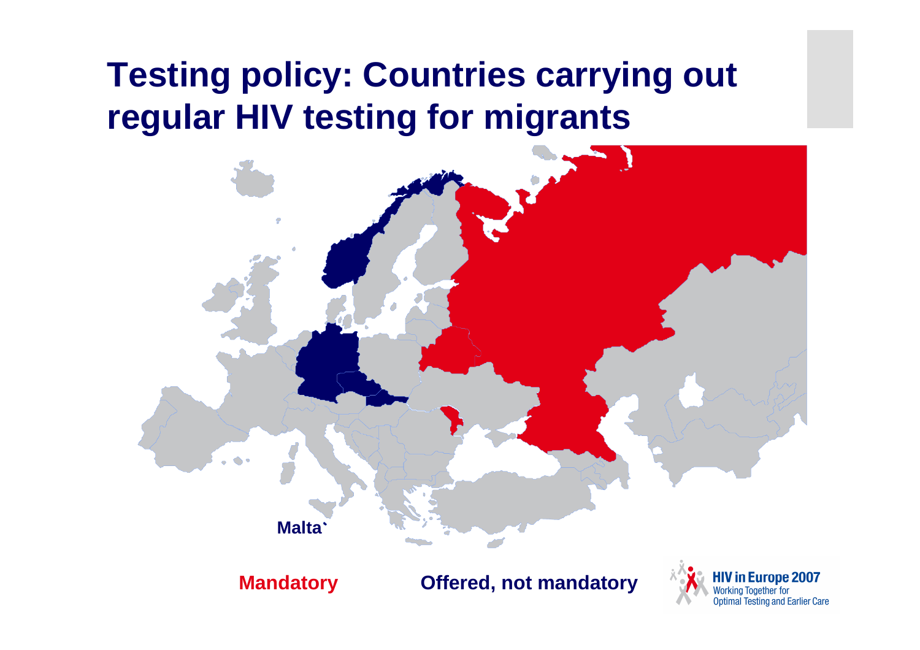# Testing policy: Countries carrying out regular HIV testing for migrants

Malta`

Mandatory

Offered, not mandatory

HIV in Europe 2007
Working Together for
Optimal Testing and Earlier Care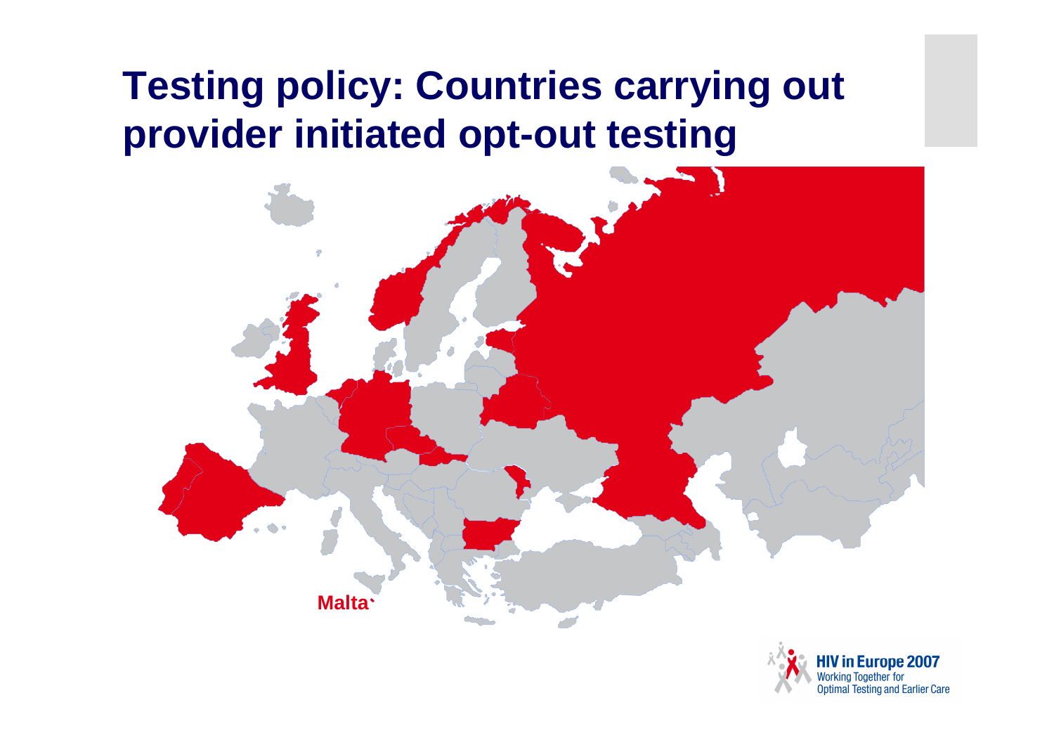# Testing policy: Countries carrying out provider initiated opt-out testing

Malta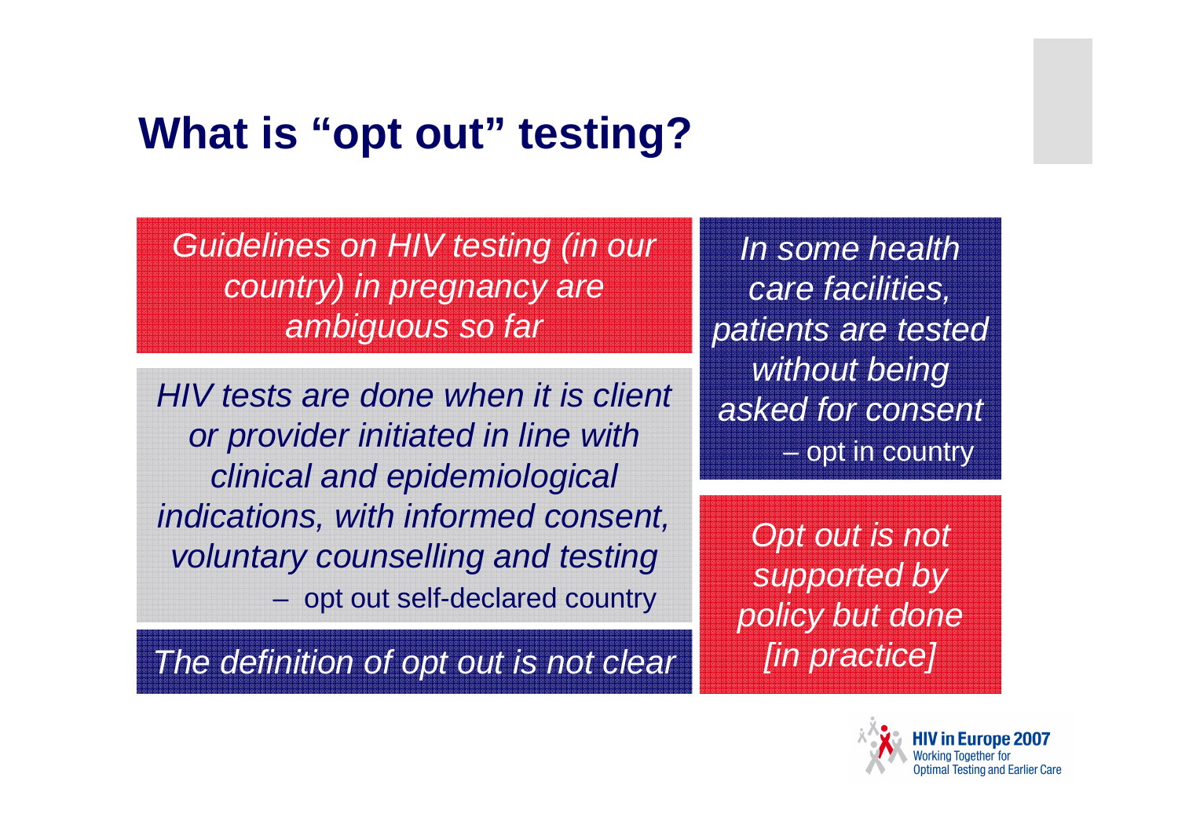# What is "opt out" testing?

*Guidelines on HIV testing (in our country) in pregnancy are ambiguous so far*

*HIV tests are done when it is client or provider initiated in line with clinical and epidemiological indications, with informed consent, voluntary counselling and testing*
– opt out self-declared country

*The definition of opt out is not clear*

*In some health care facilities, patients are tested without being asked for consent*
– opt in country

*Opt out is not supported by policy but done [in practice]*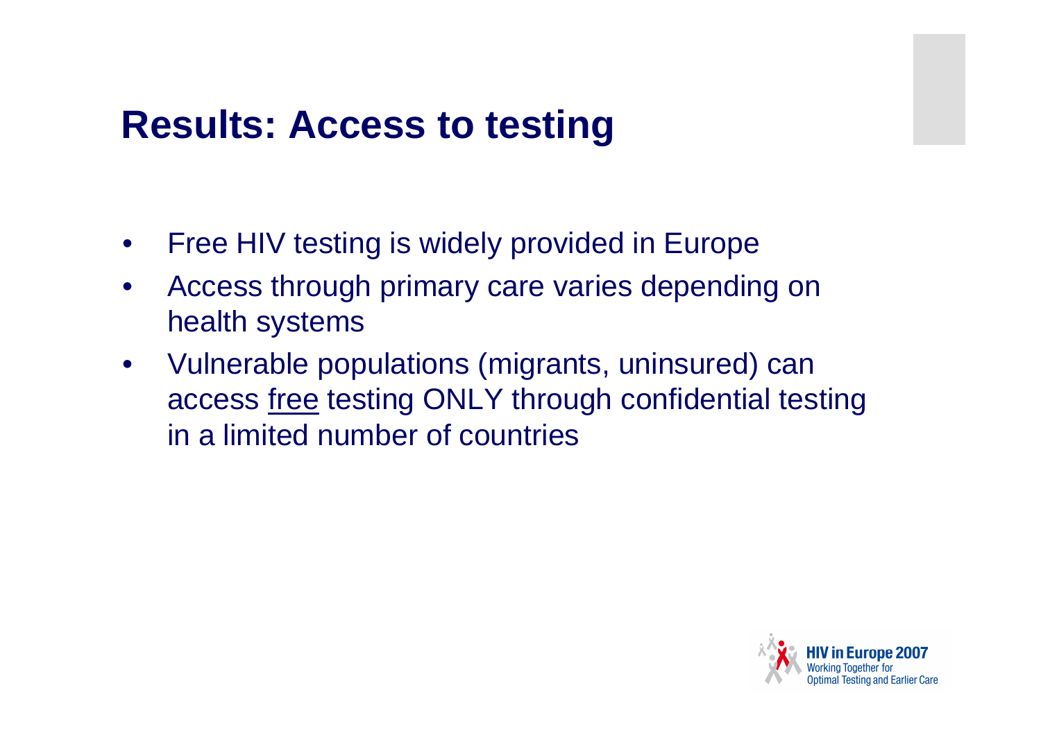# Results: Access to testing

- Free HIV testing is widely provided in Europe
- Access through primary care varies depending on health systems
- Vulnerable populations (migrants, uninsured) can access <u>free</u> testing ONLY through confidential testing in a limited number of countries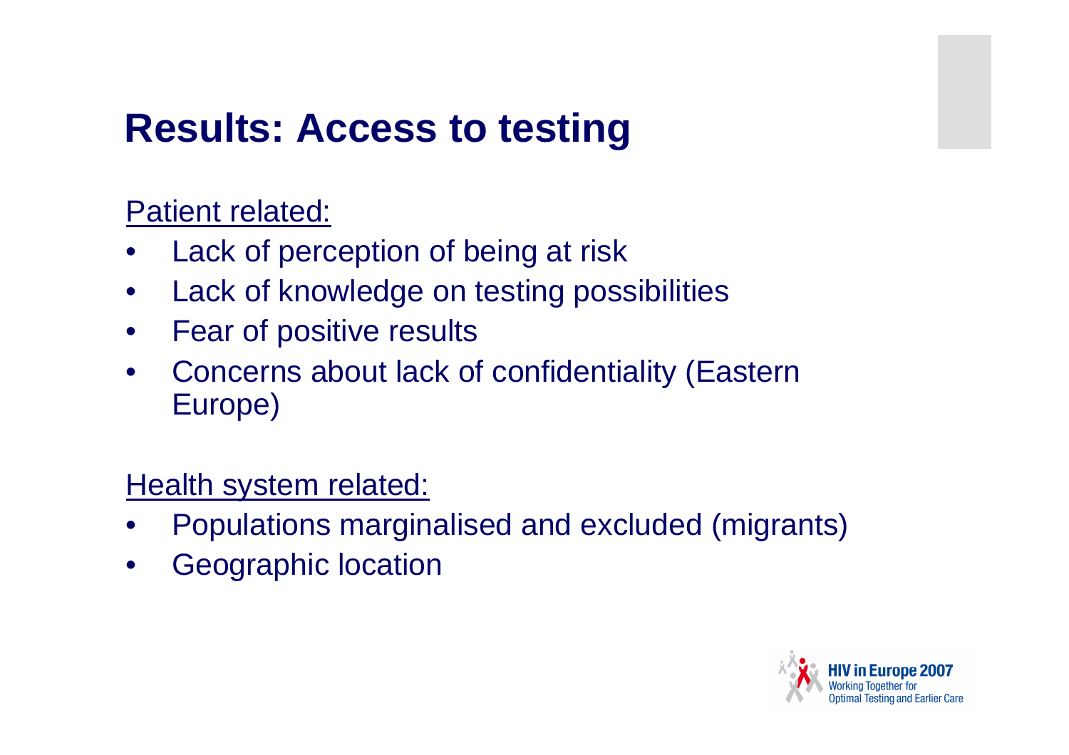# Results: Access to testing

Patient related:

- Lack of perception of being at risk
- Lack of knowledge on testing possibilities
- Fear of positive results
- Concerns about lack of confidentiality (Eastern Europe)

Health system related:

- Populations marginalised and excluded (migrants)
- Geographic location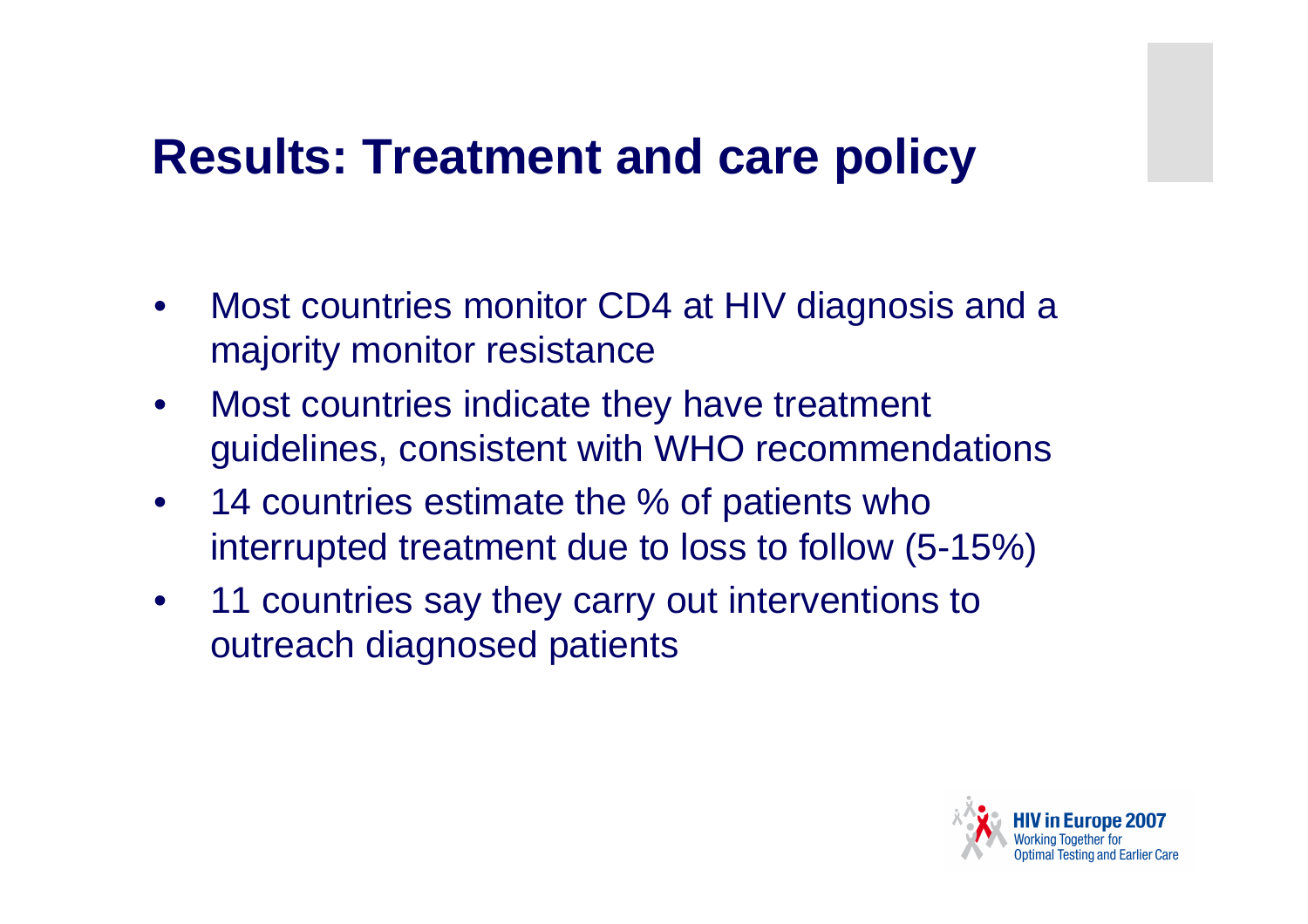# Results: Treatment and care policy

- Most countries monitor CD4 at HIV diagnosis and a majority monitor resistance
- Most countries indicate they have treatment guidelines, consistent with WHO recommendations
- 14 countries estimate the % of patients who interrupted treatment due to loss to follow (5-15%)
- 11 countries say they carry out interventions to outreach diagnosed patients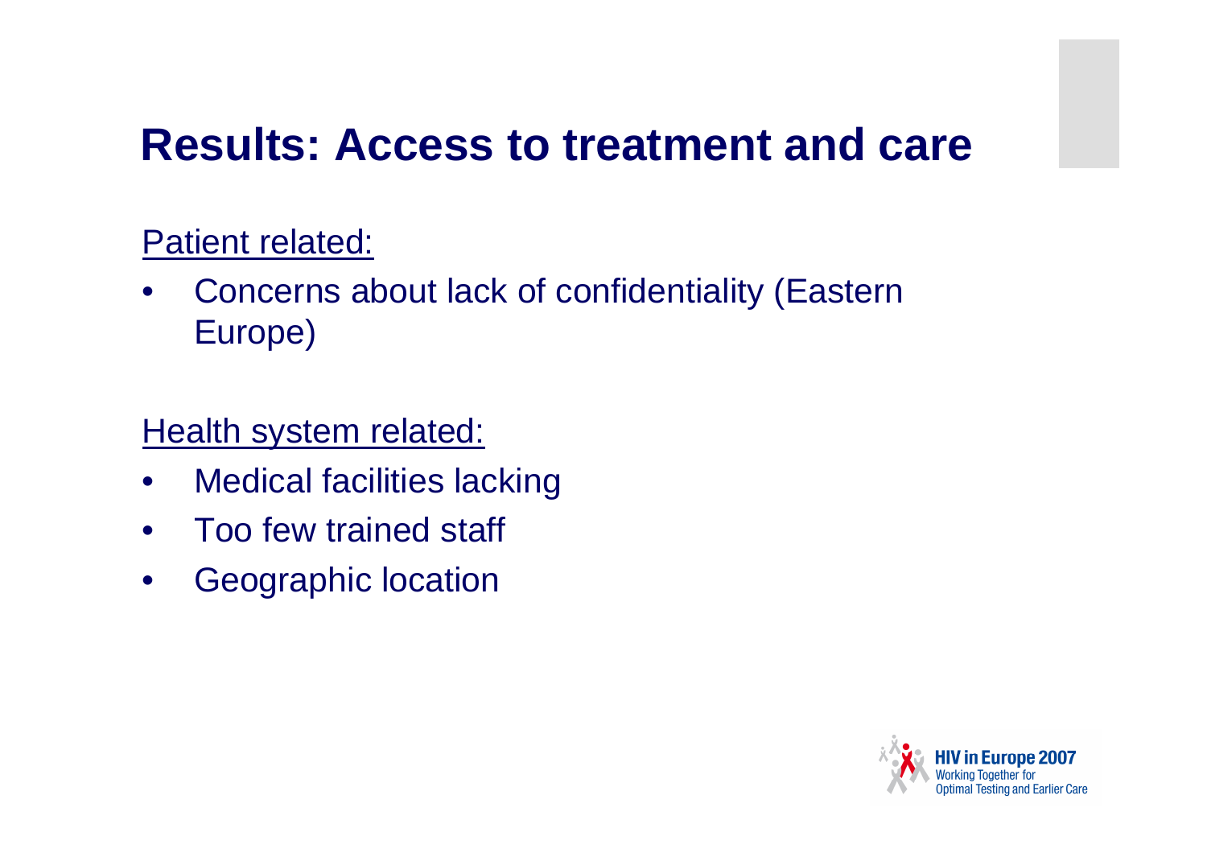# Results: Access to treatment and care

Patient related:

- Concerns about lack of confidentiality (Eastern Europe)

Health system related:

- Medical facilities lacking
- Too few trained staff
- Geographic location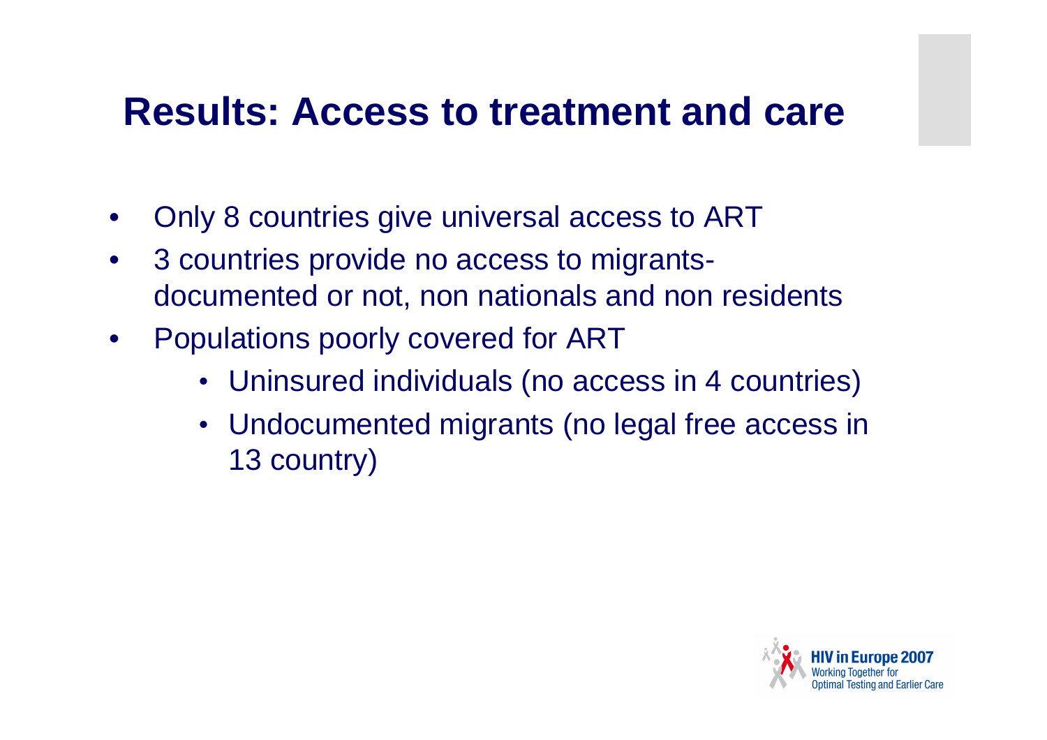# Results: Access to treatment and care

- Only 8 countries give universal access to ART
- 3 countries provide no access to migrants-documented or not, non nationals and non residents
- Populations poorly covered for ART
  - Uninsured individuals (no access in 4 countries)
  - Undocumented migrants (no legal free access in 13 country)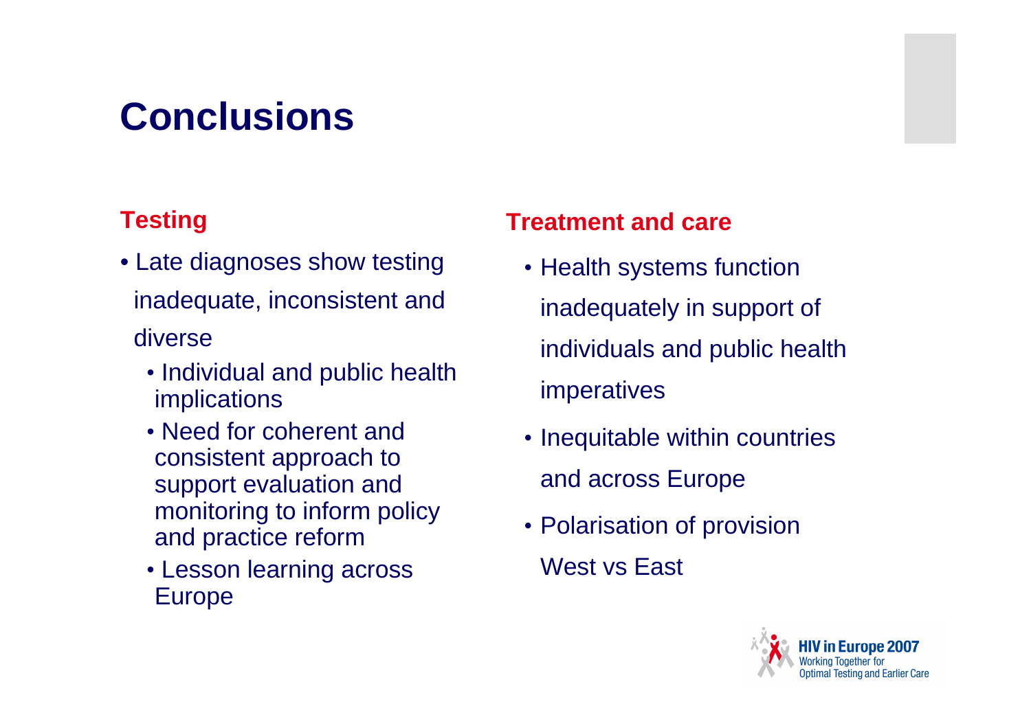# Conclusions

## Testing

- Late diagnoses show testing inadequate, inconsistent and diverse
  - Individual and public health implications
  - Need for coherent and consistent approach to support evaluation and monitoring to inform policy and practice reform
  - Lesson learning across Europe

## Treatment and care

- Health systems function inadequately in support of individuals and public health imperatives
- Inequitable within countries and across Europe
- Polarisation of provision West vs East